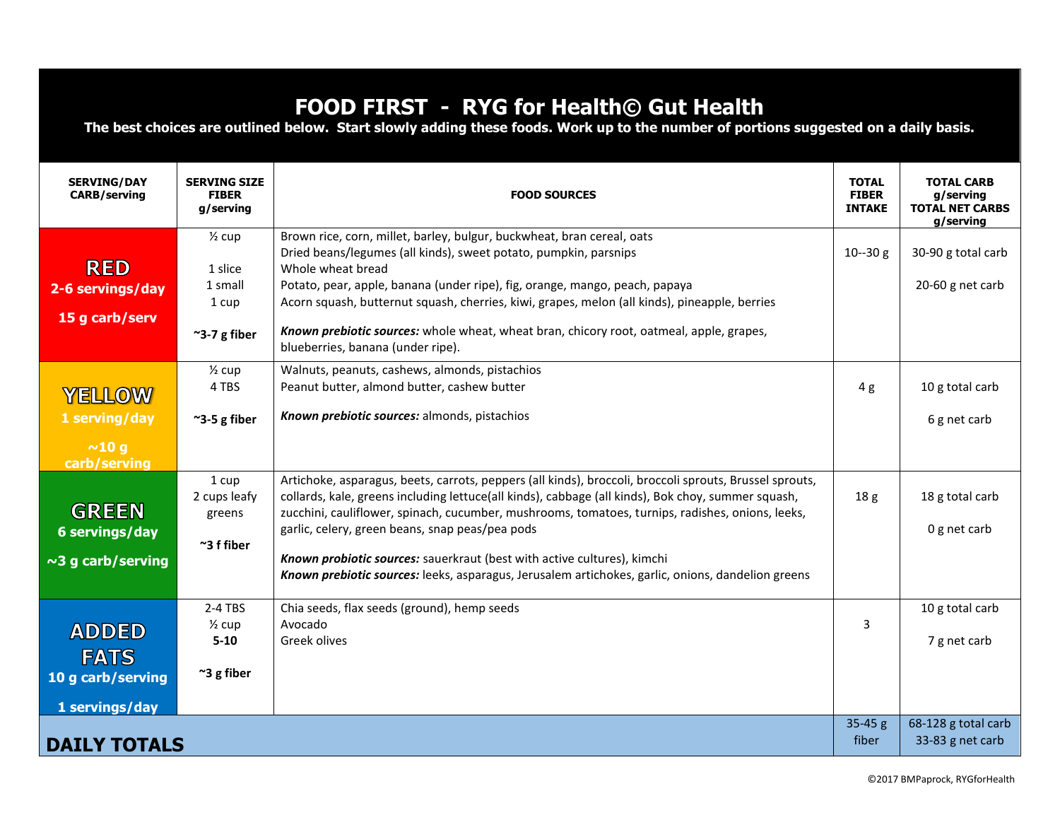# FOOD FIRST - RYG for Health© Gut Health

**The best choices are outlined below. Start slowly adding these foods. Work up to the number of portions suggested on a daily basis.**

| SERVING/DAY CARB/serving | SERVING SIZE FIBER g/serving | FOOD SOURCES | TOTAL FIBER INTAKE | TOTAL CARB g/serving TOTAL NET CARBS g/serving |
|---|---|---|---|---|
| **RED** 2-6 servings/day 15 g carb/serv | ½ cup<br>1 slice<br>1 small<br>1 cup<br>**~3-7 g fiber** | Brown rice, corn, millet, barley, bulgur, buckwheat, bran cereal, oats<br>Dried beans/legumes (all kinds), sweet potato, pumpkin, parsnips<br>Whole wheat bread<br>Potato, pear, apple, banana (under ripe), fig, orange, mango, peach, papaya<br>Acorn squash, butternut squash, cherries, kiwi, grapes, melon (all kinds), pineapple, berries<br>***Known prebiotic sources:*** whole wheat, wheat bran, chicory root, oatmeal, apple, grapes, blueberries, banana (under ripe). | 10--30 g | 30-90 g total carb<br>20-60 g net carb |
| **YELLOW** 1 serving/day ~10 g carb/serving | ½ cup<br>4 TBS<br>**~3-5 g fiber** | Walnuts, peanuts, cashews, almonds, pistachios<br>Peanut butter, almond butter, cashew butter<br>***Known prebiotic sources:*** almonds, pistachios | 4 g | 10 g total carb<br>6 g net carb |
| **GREEN** 6 servings/day ~3 g carb/serving | 1 cup<br>2 cups leafy greens<br>**~3 f fiber** | Artichoke, asparagus, beets, carrots, peppers (all kinds), broccoli, broccoli sprouts, Brussel sprouts, collards, kale, greens including lettuce(all kinds), cabbage (all kinds), Bok choy, summer squash, zucchini, cauliflower, spinach, cucumber, mushrooms, tomatoes, turnips, radishes, onions, leeks, garlic, celery, green beans, snap peas/pea pods<br>***Known probiotic sources:*** sauerkraut (best with active cultures), kimchi<br>***Known prebiotic sources:*** leeks, asparagus, Jerusalem artichokes, garlic, onions, dandelion greens | 18 g | 18 g total carb<br>0 g net carb |
| **ADDED FATS** 10 g carb/serving 1 servings/day | 2-4 TBS<br>½ cup<br>**5-10**<br>**~3 g fiber** | Chia seeds, flax seeds (ground), hemp seeds<br>Avocado<br>Greek olives | 3 | 10 g total carb<br>7 g net carb |
| **DAILY TOTALS** | | | 35-45 g fiber | 68-128 g total carb<br>33-83 g net carb |

©2017 BMPaprock, RYGforHealth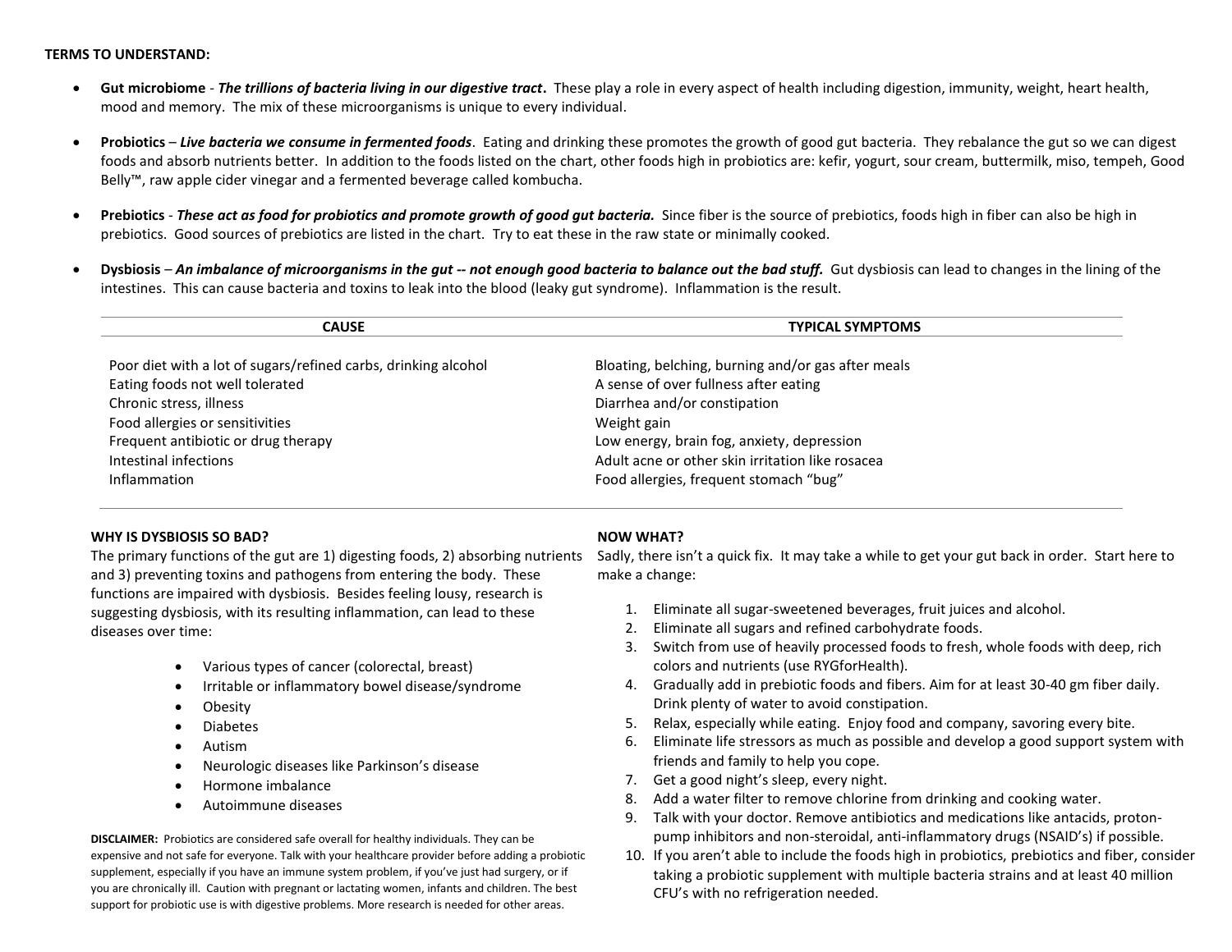**TERMS TO UNDERSTAND:**

- **Gut microbiome** - ***The trillions of bacteria living in our digestive tract*.** These play a role in every aspect of health including digestion, immunity, weight, heart health, mood and memory. The mix of these microorganisms is unique to every individual.

- **Probiotics** – ***Live bacteria we consume in fermented foods***. Eating and drinking these promotes the growth of good gut bacteria. They rebalance the gut so we can digest foods and absorb nutrients better. In addition to the foods listed on the chart, other foods high in probiotics are: kefir, yogurt, sour cream, buttermilk, miso, tempeh, Good Belly™, raw apple cider vinegar and a fermented beverage called kombucha.

- **Prebiotics** - ***These act as food for probiotics and promote growth of good gut bacteria.*** Since fiber is the source of prebiotics, foods high in fiber can also be high in prebiotics. Good sources of prebiotics are listed in the chart. Try to eat these in the raw state or minimally cooked.

- **Dysbiosis** – ***An imbalance of microorganisms in the gut -- not enough good bacteria to balance out the bad stuff.*** Gut dysbiosis can lead to changes in the lining of the intestines. This can cause bacteria and toxins to leak into the blood (leaky gut syndrome). Inflammation is the result.

| CAUSE | TYPICAL SYMPTOMS |
|---|---|
| Poor diet with a lot of sugars/refined carbs, drinking alcohol | Bloating, belching, burning and/or gas after meals |
| Eating foods not well tolerated | A sense of over fullness after eating |
| Chronic stress, illness | Diarrhea and/or constipation |
| Food allergies or sensitivities | Weight gain |
| Frequent antibiotic or drug therapy | Low energy, brain fog, anxiety, depression |
| Intestinal infections | Adult acne or other skin irritation like rosacea |
| Inflammation | Food allergies, frequent stomach "bug" |

**WHY IS DYSBIOSIS SO BAD?**

The primary functions of the gut are 1) digesting foods, 2) absorbing nutrients and 3) preventing toxins and pathogens from entering the body. These functions are impaired with dysbiosis. Besides feeling lousy, research is suggesting dysbiosis, with its resulting inflammation, can lead to these diseases over time:

- Various types of cancer (colorectal, breast)
- Irritable or inflammatory bowel disease/syndrome
- Obesity
- Diabetes
- Autism
- Neurologic diseases like Parkinson's disease
- Hormone imbalance
- Autoimmune diseases

**DISCLAIMER:** Probiotics are considered safe overall for healthy individuals. They can be expensive and not safe for everyone. Talk with your healthcare provider before adding a probiotic supplement, especially if you have an immune system problem, if you've just had surgery, or if you are chronically ill. Caution with pregnant or lactating women, infants and children. The best support for probiotic use is with digestive problems. More research is needed for other areas.

**NOW WHAT?**

Sadly, there isn't a quick fix. It may take a while to get your gut back in order. Start here to make a change:

1. Eliminate all sugar-sweetened beverages, fruit juices and alcohol.
2. Eliminate all sugars and refined carbohydrate foods.
3. Switch from use of heavily processed foods to fresh, whole foods with deep, rich colors and nutrients (use RYGforHealth).
4. Gradually add in prebiotic foods and fibers. Aim for at least 30-40 gm fiber daily. Drink plenty of water to avoid constipation.
5. Relax, especially while eating. Enjoy food and company, savoring every bite.
6. Eliminate life stressors as much as possible and develop a good support system with friends and family to help you cope.
7. Get a good night's sleep, every night.
8. Add a water filter to remove chlorine from drinking and cooking water.
9. Talk with your doctor. Remove antibiotics and medications like antacids, proton-pump inhibitors and non-steroidal, anti-inflammatory drugs (NSAID's) if possible.
10. If you aren't able to include the foods high in probiotics, prebiotics and fiber, consider taking a probiotic supplement with multiple bacteria strains and at least 40 million CFU's with no refrigeration needed.